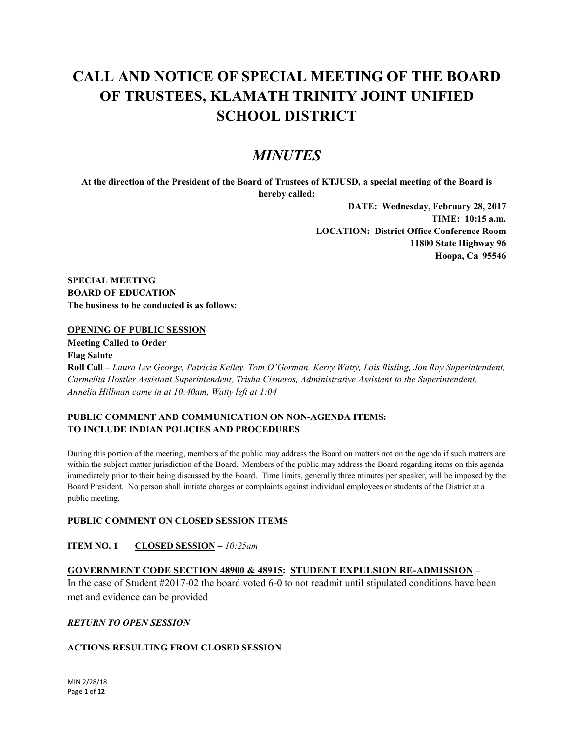# CALL AND NOTICE OF SPECIAL MEETING OF THE BOARD OF TRUSTEES, KLAMATH TRINITY JOINT UNIFIED SCHOOL DISTRICT

## *MINUTES*

**At the direction of the President of the Board of Trustees of KTJUSD, a special meeting of the Board is hereby called:**

**DATE: Wednesday, February 28, 2017**
**TIME: 10:15 a.m.**
**LOCATION: District Office Conference Room**
**11800 State Highway 96**
**Hoopa, Ca 95546**

**SPECIAL MEETING**
**BOARD OF EDUCATION**
**The business to be conducted is as follows:**

**<u>OPENING OF PUBLIC SESSION</u>**

**Meeting Called to Order**

**Flag Salute**

**Roll Call –** *Laura Lee George, Patricia Kelley, Tom O'Gorman, Kerry Watty, Lois Risling, Jon Ray Superintendent, Carmelita Hostler Assistant Superintendent, Trisha Cisneros, Administrative Assistant to the Superintendent. Annelia Hillman came in at 10:40am, Watty left at 1:04*

**PUBLIC COMMENT AND COMMUNICATION ON NON-AGENDA ITEMS: TO INCLUDE INDIAN POLICIES AND PROCEDURES**

During this portion of the meeting, members of the public may address the Board on matters not on the agenda if such matters are within the subject matter jurisdiction of the Board. Members of the public may address the Board regarding items on this agenda immediately prior to their being discussed by the Board. Time limits, generally three minutes per speaker, will be imposed by the Board President. No person shall initiate charges or complaints against individual employees or students of the District at a public meeting.

**PUBLIC COMMENT ON CLOSED SESSION ITEMS**

**ITEM NO. 1 <u>CLOSED SESSION</u> –** *10:25am*

**<u>GOVERNMENT CODE SECTION 48900 & 48915</u>: <u>STUDENT EXPULSION RE-ADMISSION</u> –**
In the case of Student #2017-02 the board voted 6-0 to not readmit until stipulated conditions have been met and evidence can be provided

***RETURN TO OPEN SESSION***

**ACTIONS RESULTING FROM CLOSED SESSION**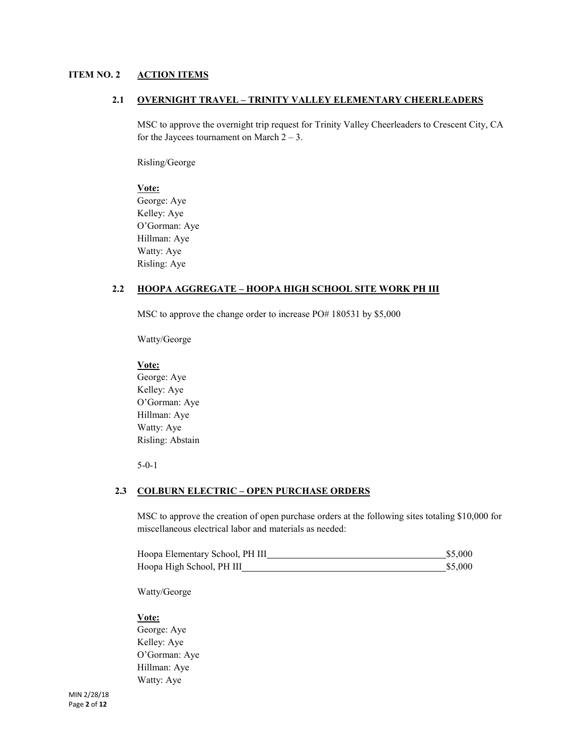## ITEM NO. 2 ACTION ITEMS

### 2.1 OVERNIGHT TRAVEL – TRINITY VALLEY ELEMENTARY CHEERLEADERS

MSC to approve the overnight trip request for Trinity Valley Cheerleaders to Crescent City, CA for the Jaycees tournament on March 2 – 3.

Risling/George

**Vote:**
George: Aye
Kelley: Aye
O'Gorman: Aye
Hillman: Aye
Watty: Aye
Risling: Aye

### 2.2 HOOPA AGGREGATE – HOOPA HIGH SCHOOL SITE WORK PH III

MSC to approve the change order to increase PO# 180531 by $5,000

Watty/George

**Vote:**
George: Aye
Kelley: Aye
O'Gorman: Aye
Hillman: Aye
Watty: Aye
Risling: Abstain

5-0-1

### 2.3 COLBURN ELECTRIC – OPEN PURCHASE ORDERS

MSC to approve the creation of open purchase orders at the following sites totaling $10,000 for miscellaneous electrical labor and materials as needed:

Hoopa Elementary School, PH III $5,000
Hoopa High School, PH III $5,000

Watty/George

**Vote:**
George: Aye
Kelley: Aye
O'Gorman: Aye
Hillman: Aye
Watty: Aye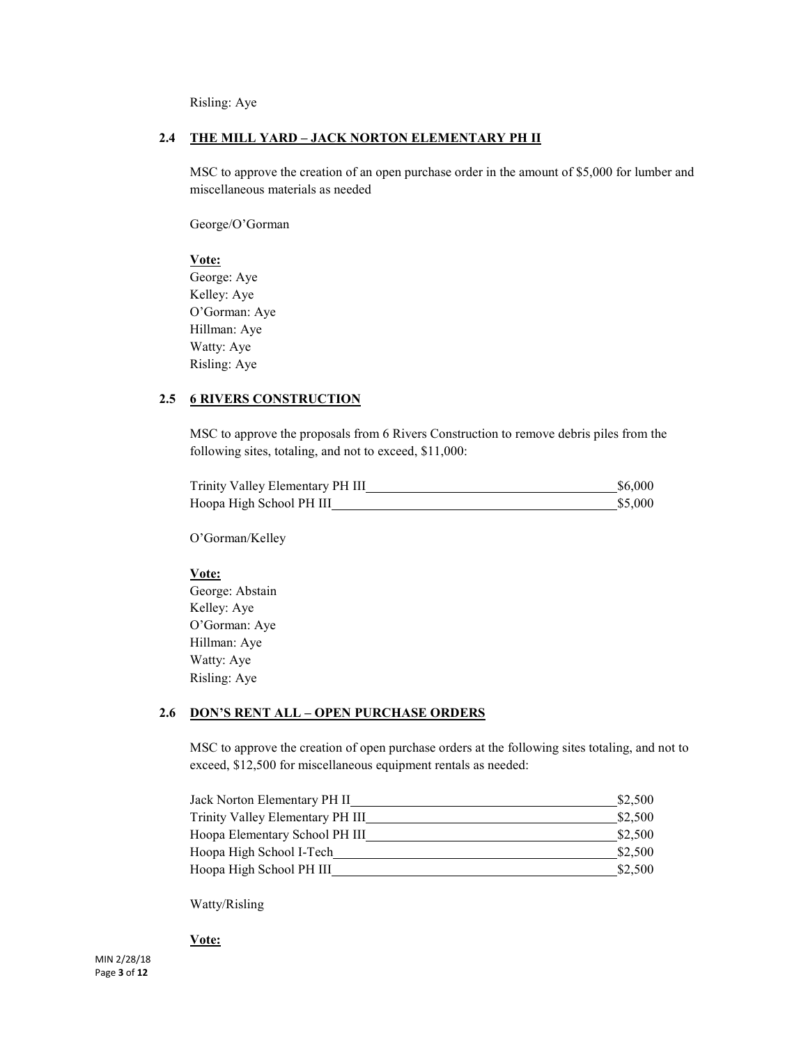Risling: Aye

### 2.4 THE MILL YARD – JACK NORTON ELEMENTARY PH II

MSC to approve the creation of an open purchase order in the amount of $5,000 for lumber and miscellaneous materials as needed

George/O'Gorman

**Vote:**
George: Aye
Kelley: Aye
O'Gorman: Aye
Hillman: Aye
Watty: Aye
Risling: Aye

### 2.5 6 RIVERS CONSTRUCTION

MSC to approve the proposals from 6 Rivers Construction to remove debris piles from the following sites, totaling, and not to exceed, $11,000:

| Site | Amount |
|---|---|
| Trinity Valley Elementary PH III | $6,000 |
| Hoopa High School PH III | $5,000 |

O'Gorman/Kelley

**Vote:**
George: Abstain
Kelley: Aye
O'Gorman: Aye
Hillman: Aye
Watty: Aye
Risling: Aye

### 2.6 DON'S RENT ALL – OPEN PURCHASE ORDERS

MSC to approve the creation of open purchase orders at the following sites totaling, and not to exceed, $12,500 for miscellaneous equipment rentals as needed:

| Site | Amount |
|---|---|
| Jack Norton Elementary PH II | $2,500 |
| Trinity Valley Elementary PH III | $2,500 |
| Hoopa Elementary School PH III | $2,500 |
| Hoopa High School I-Tech | $2,500 |
| Hoopa High School PH III | $2,500 |

Watty/Risling

**Vote:**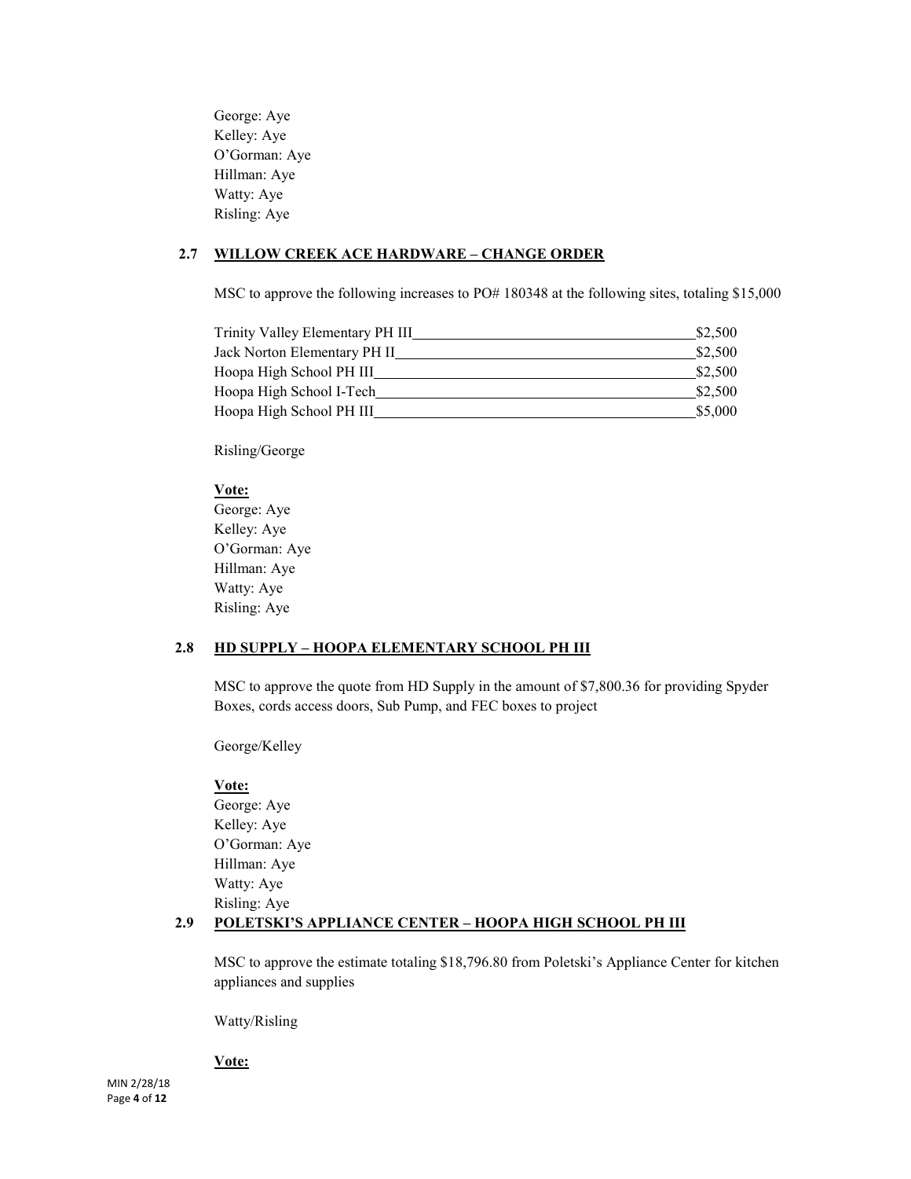George: Aye
Kelley: Aye
O'Gorman: Aye
Hillman: Aye
Watty: Aye
Risling: Aye

### 2.7 WILLOW CREEK ACE HARDWARE – CHANGE ORDER

MSC to approve the following increases to PO# 180348 at the following sites, totaling $15,000

| | |
|---|---|
| Trinity Valley Elementary PH III | $2,500 |
| Jack Norton Elementary PH II | $2,500 |
| Hoopa High School PH III | $2,500 |
| Hoopa High School I-Tech | $2,500 |
| Hoopa High School PH III | $5,000 |

Risling/George

**Vote:**
George: Aye
Kelley: Aye
O'Gorman: Aye
Hillman: Aye
Watty: Aye
Risling: Aye

### 2.8 HD SUPPLY – HOOPA ELEMENTARY SCHOOL PH III

MSC to approve the quote from HD Supply in the amount of $7,800.36 for providing Spyder Boxes, cords access doors, Sub Pump, and FEC boxes to project

George/Kelley

**Vote:**
George: Aye
Kelley: Aye
O'Gorman: Aye
Hillman: Aye
Watty: Aye
Risling: Aye

### 2.9 POLETSKI'S APPLIANCE CENTER – HOOPA HIGH SCHOOL PH III

MSC to approve the estimate totaling $18,796.80 from Poletski's Appliance Center for kitchen appliances and supplies

Watty/Risling

**Vote:**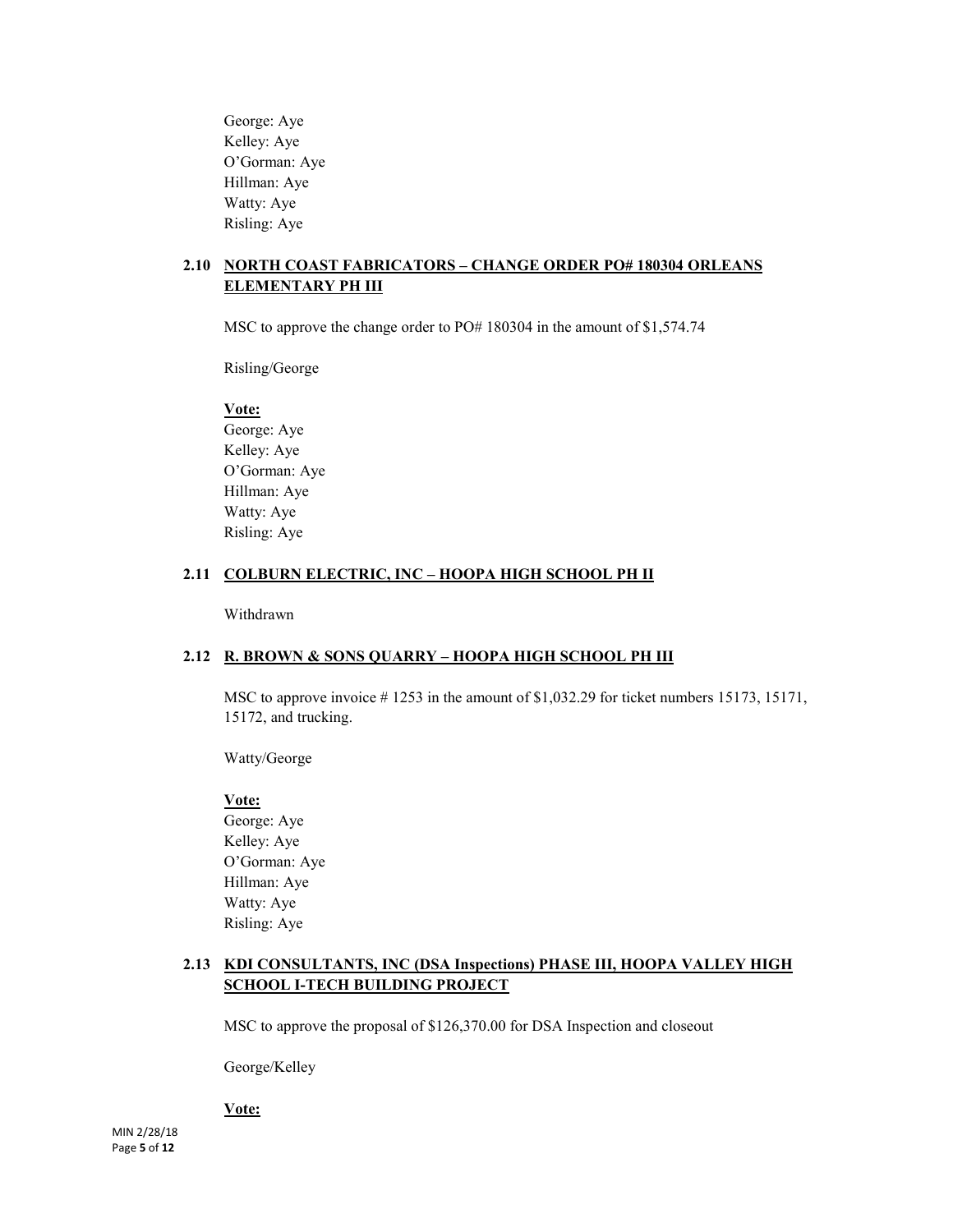George: Aye
Kelley: Aye
O'Gorman: Aye
Hillman: Aye
Watty: Aye
Risling: Aye

### 2.10 NORTH COAST FABRICATORS – CHANGE ORDER PO# 180304 ORLEANS ELEMENTARY PH III

MSC to approve the change order to PO# 180304 in the amount of $1,574.74

Risling/George

**Vote:**
George: Aye
Kelley: Aye
O'Gorman: Aye
Hillman: Aye
Watty: Aye
Risling: Aye

### 2.11 COLBURN ELECTRIC, INC – HOOPA HIGH SCHOOL PH II

Withdrawn

### 2.12 R. BROWN & SONS QUARRY – HOOPA HIGH SCHOOL PH III

MSC to approve invoice # 1253 in the amount of $1,032.29 for ticket numbers 15173, 15171, 15172, and trucking.

Watty/George

**Vote:**
George: Aye
Kelley: Aye
O'Gorman: Aye
Hillman: Aye
Watty: Aye
Risling: Aye

### 2.13 KDI CONSULTANTS, INC (DSA Inspections) PHASE III, HOOPA VALLEY HIGH SCHOOL I-TECH BUILDING PROJECT

MSC to approve the proposal of $126,370.00 for DSA Inspection and closeout

George/Kelley

**Vote:**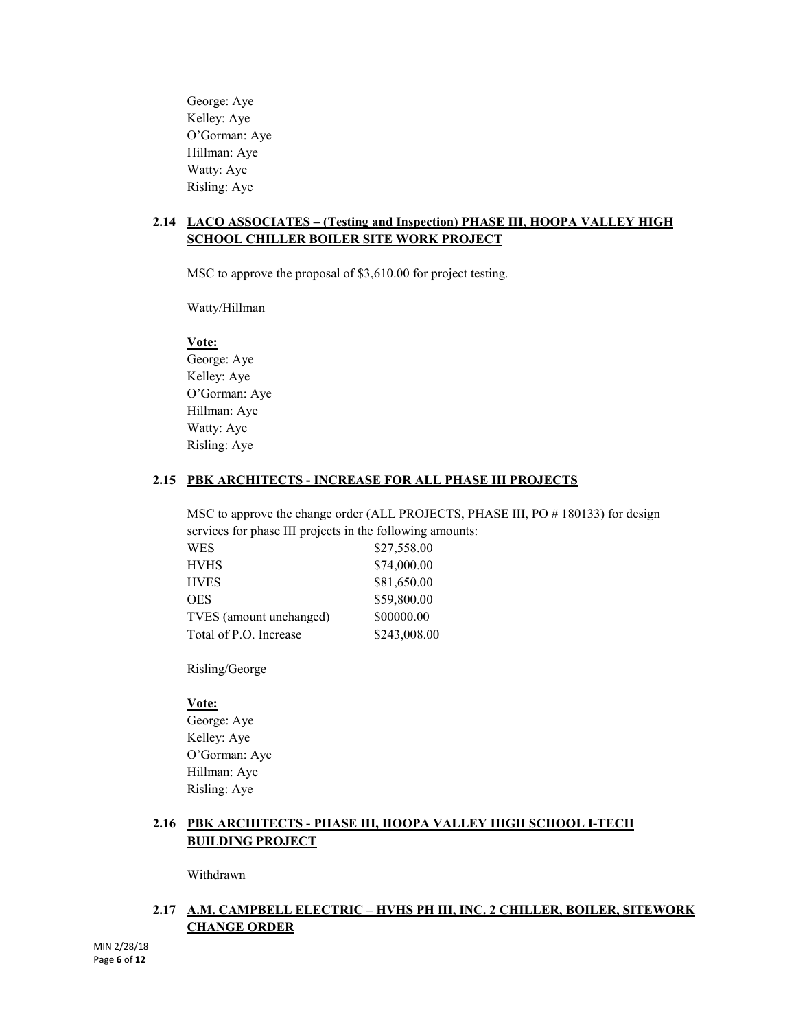George: Aye
Kelley: Aye
O'Gorman: Aye
Hillman: Aye
Watty: Aye
Risling: Aye

### 2.14 LACO ASSOCIATES – (Testing and Inspection) PHASE III, HOOPA VALLEY HIGH SCHOOL CHILLER BOILER SITE WORK PROJECT

MSC to approve the proposal of $3,610.00 for project testing.

Watty/Hillman

**Vote:**
George: Aye
Kelley: Aye
O'Gorman: Aye
Hillman: Aye
Watty: Aye
Risling: Aye

### 2.15 PBK ARCHITECTS - INCREASE FOR ALL PHASE III PROJECTS

MSC to approve the change order (ALL PROJECTS, PHASE III, PO # 180133) for design services for phase III projects in the following amounts:

| | |
|---|---|
| WES | $27,558.00 |
| HVHS | $74,000.00 |
| HVES | $81,650.00 |
| OES | $59,800.00 |
| TVES (amount unchanged) | $00000.00 |
| Total of P.O. Increase | $243,008.00 |

Risling/George

**Vote:**
George: Aye
Kelley: Aye
O'Gorman: Aye
Hillman: Aye
Risling: Aye

### 2.16 PBK ARCHITECTS - PHASE III, HOOPA VALLEY HIGH SCHOOL I-TECH BUILDING PROJECT

Withdrawn

### 2.17 A.M. CAMPBELL ELECTRIC – HVHS PH III, INC. 2 CHILLER, BOILER, SITEWORK CHANGE ORDER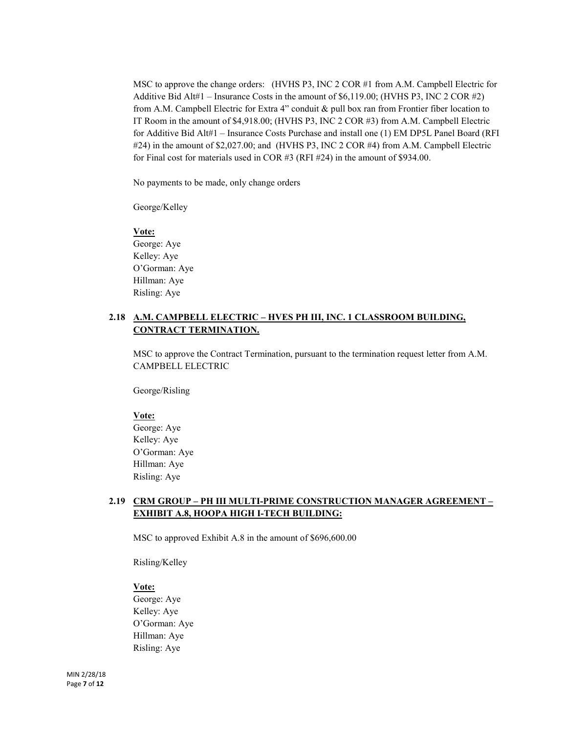MSC to approve the change orders: (HVHS P3, INC 2 COR #1 from A.M. Campbell Electric for Additive Bid Alt#1 – Insurance Costs in the amount of $6,119.00; (HVHS P3, INC 2 COR #2) from A.M. Campbell Electric for Extra 4" conduit & pull box ran from Frontier fiber location to IT Room in the amount of $4,918.00; (HVHS P3, INC 2 COR #3) from A.M. Campbell Electric for Additive Bid Alt#1 – Insurance Costs Purchase and install one (1) EM DP5L Panel Board (RFI #24) in the amount of $2,027.00; and (HVHS P3, INC 2 COR #4) from A.M. Campbell Electric for Final cost for materials used in COR #3 (RFI #24) in the amount of $934.00.

No payments to be made, only change orders

George/Kelley

**Vote:**
George: Aye
Kelley: Aye
O'Gorman: Aye
Hillman: Aye
Risling: Aye

### 2.18 A.M. CAMPBELL ELECTRIC – HVES PH III, INC. 1 CLASSROOM BUILDING, CONTRACT TERMINATION.

MSC to approve the Contract Termination, pursuant to the termination request letter from A.M. CAMPBELL ELECTRIC

George/Risling

**Vote:**
George: Aye
Kelley: Aye
O'Gorman: Aye
Hillman: Aye
Risling: Aye

### 2.19 CRM GROUP – PH III MULTI-PRIME CONSTRUCTION MANAGER AGREEMENT – EXHIBIT A.8, HOOPA HIGH I-TECH BUILDING:

MSC to approved Exhibit A.8 in the amount of $696,600.00

Risling/Kelley

**Vote:**
George: Aye
Kelley: Aye
O'Gorman: Aye
Hillman: Aye
Risling: Aye

MIN 2/28/18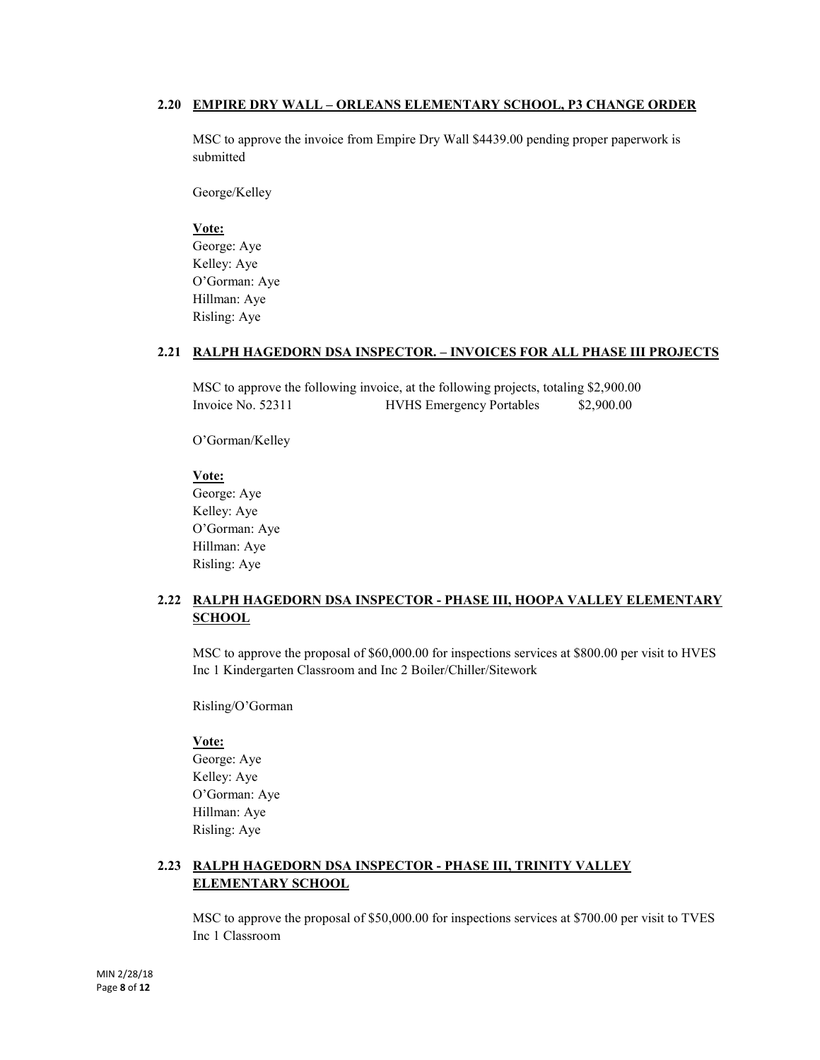### 2.20 EMPIRE DRY WALL – ORLEANS ELEMENTARY SCHOOL, P3 CHANGE ORDER

MSC to approve the invoice from Empire Dry Wall $4439.00 pending proper paperwork is submitted

George/Kelley

**Vote:**
George: Aye
Kelley: Aye
O'Gorman: Aye
Hillman: Aye
Risling: Aye

### 2.21 RALPH HAGEDORN DSA INSPECTOR. – INVOICES FOR ALL PHASE III PROJECTS

MSC to approve the following invoice, at the following projects, totaling $2,900.00

| Invoice No. 52311 | HVHS Emergency Portables | $2,900.00 |
|---|---|---|

O'Gorman/Kelley

**Vote:**
George: Aye
Kelley: Aye
O'Gorman: Aye
Hillman: Aye
Risling: Aye

### 2.22 RALPH HAGEDORN DSA INSPECTOR - PHASE III, HOOPA VALLEY ELEMENTARY SCHOOL

MSC to approve the proposal of $60,000.00 for inspections services at $800.00 per visit to HVES Inc 1 Kindergarten Classroom and Inc 2 Boiler/Chiller/Sitework

Risling/O'Gorman

**Vote:**
George: Aye
Kelley: Aye
O'Gorman: Aye
Hillman: Aye
Risling: Aye

### 2.23 RALPH HAGEDORN DSA INSPECTOR - PHASE III, TRINITY VALLEY ELEMENTARY SCHOOL

MSC to approve the proposal of $50,000.00 for inspections services at $700.00 per visit to TVES Inc 1 Classroom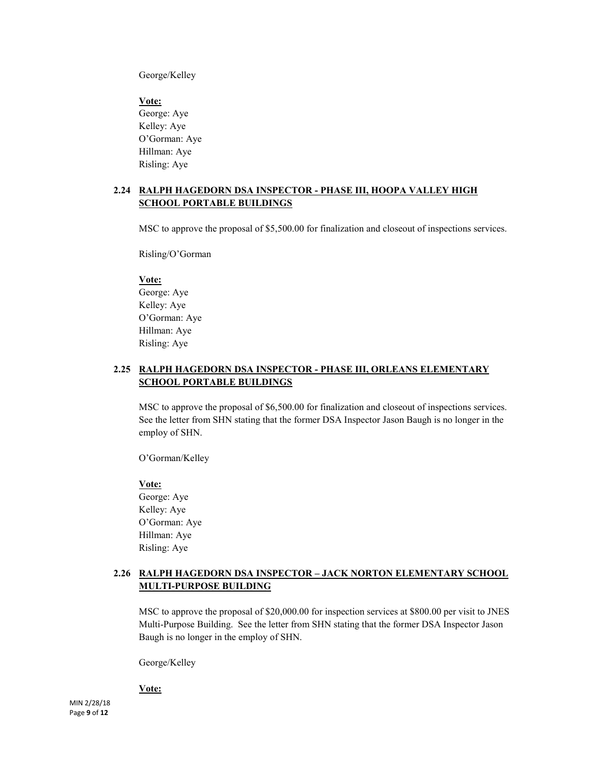George/Kelley

**Vote:**
George: Aye
Kelley: Aye
O'Gorman: Aye
Hillman: Aye
Risling: Aye

### 2.24 RALPH HAGEDORN DSA INSPECTOR - PHASE III, HOOPA VALLEY HIGH SCHOOL PORTABLE BUILDINGS

MSC to approve the proposal of $5,500.00 for finalization and closeout of inspections services.

Risling/O'Gorman

**Vote:**
George: Aye
Kelley: Aye
O'Gorman: Aye
Hillman: Aye
Risling: Aye

### 2.25 RALPH HAGEDORN DSA INSPECTOR - PHASE III, ORLEANS ELEMENTARY SCHOOL PORTABLE BUILDINGS

MSC to approve the proposal of $6,500.00 for finalization and closeout of inspections services. See the letter from SHN stating that the former DSA Inspector Jason Baugh is no longer in the employ of SHN.

O'Gorman/Kelley

**Vote:**
George: Aye
Kelley: Aye
O'Gorman: Aye
Hillman: Aye
Risling: Aye

### 2.26 RALPH HAGEDORN DSA INSPECTOR – JACK NORTON ELEMENTARY SCHOOL MULTI-PURPOSE BUILDING

MSC to approve the proposal of $20,000.00 for inspection services at $800.00 per visit to JNES Multi-Purpose Building. See the letter from SHN stating that the former DSA Inspector Jason Baugh is no longer in the employ of SHN.

George/Kelley

**Vote:**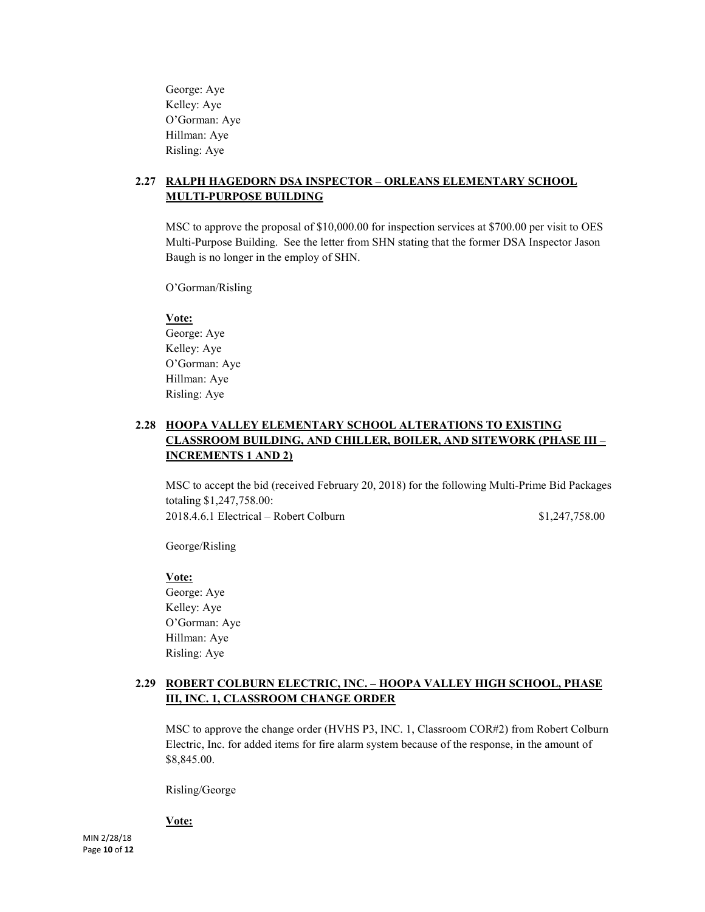George: Aye
Kelley: Aye
O'Gorman: Aye
Hillman: Aye
Risling: Aye

### 2.27 RALPH HAGEDORN DSA INSPECTOR – ORLEANS ELEMENTARY SCHOOL MULTI-PURPOSE BUILDING

MSC to approve the proposal of $10,000.00 for inspection services at $700.00 per visit to OES Multi-Purpose Building. See the letter from SHN stating that the former DSA Inspector Jason Baugh is no longer in the employ of SHN.

O'Gorman/Risling

**Vote:**
George: Aye
Kelley: Aye
O'Gorman: Aye
Hillman: Aye
Risling: Aye

### 2.28 HOOPA VALLEY ELEMENTARY SCHOOL ALTERATIONS TO EXISTING CLASSROOM BUILDING, AND CHILLER, BOILER, AND SITEWORK (PHASE III – INCREMENTS 1 AND 2)

MSC to accept the bid (received February 20, 2018) for the following Multi-Prime Bid Packages totaling $1,247,758.00:
2018.4.6.1 Electrical – Robert Colburn $1,247,758.00

George/Risling

**Vote:**
George: Aye
Kelley: Aye
O'Gorman: Aye
Hillman: Aye
Risling: Aye

### 2.29 ROBERT COLBURN ELECTRIC, INC. – HOOPA VALLEY HIGH SCHOOL, PHASE III, INC. 1, CLASSROOM CHANGE ORDER

MSC to approve the change order (HVHS P3, INC. 1, Classroom COR#2) from Robert Colburn Electric, Inc. for added items for fire alarm system because of the response, in the amount of $8,845.00.

Risling/George

**Vote:**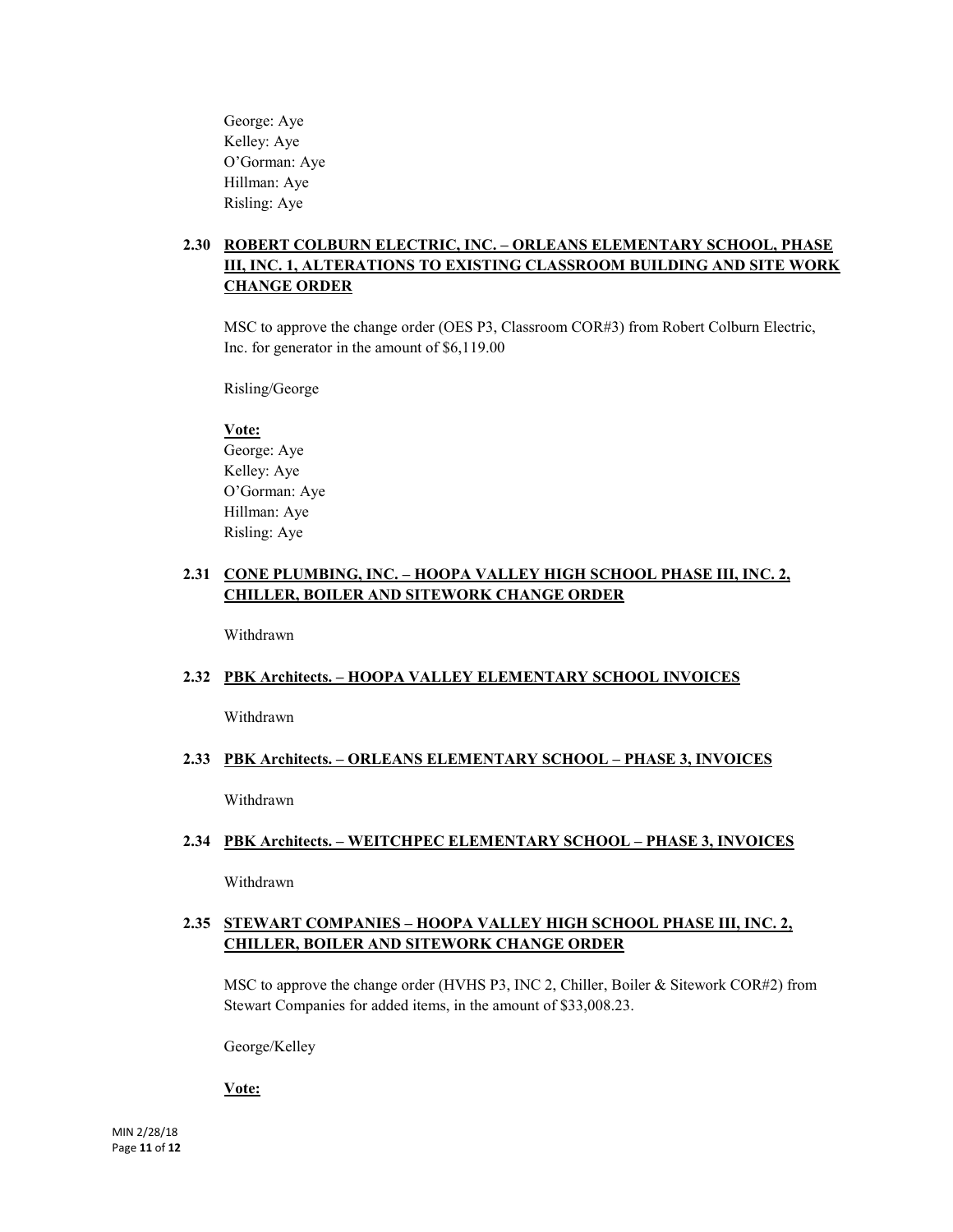George: Aye
Kelley: Aye
O'Gorman: Aye
Hillman: Aye
Risling: Aye

### 2.30 ROBERT COLBURN ELECTRIC, INC. – ORLEANS ELEMENTARY SCHOOL, PHASE III, INC. 1, ALTERATIONS TO EXISTING CLASSROOM BUILDING AND SITE WORK CHANGE ORDER

MSC to approve the change order (OES P3, Classroom COR#3) from Robert Colburn Electric, Inc. for generator in the amount of $6,119.00

Risling/George

**Vote:**
George: Aye
Kelley: Aye
O'Gorman: Aye
Hillman: Aye
Risling: Aye

### 2.31 CONE PLUMBING, INC. – HOOPA VALLEY HIGH SCHOOL PHASE III, INC. 2, CHILLER, BOILER AND SITEWORK CHANGE ORDER

Withdrawn

### 2.32 PBK Architects. – HOOPA VALLEY ELEMENTARY SCHOOL INVOICES

Withdrawn

### 2.33 PBK Architects. – ORLEANS ELEMENTARY SCHOOL – PHASE 3, INVOICES

Withdrawn

### 2.34 PBK Architects. – WEITCHPEC ELEMENTARY SCHOOL – PHASE 3, INVOICES

Withdrawn

### 2.35 STEWART COMPANIES – HOOPA VALLEY HIGH SCHOOL PHASE III, INC. 2, CHILLER, BOILER AND SITEWORK CHANGE ORDER

MSC to approve the change order (HVHS P3, INC 2, Chiller, Boiler & Sitework COR#2) from Stewart Companies for added items, in the amount of $33,008.23.

George/Kelley

**Vote:**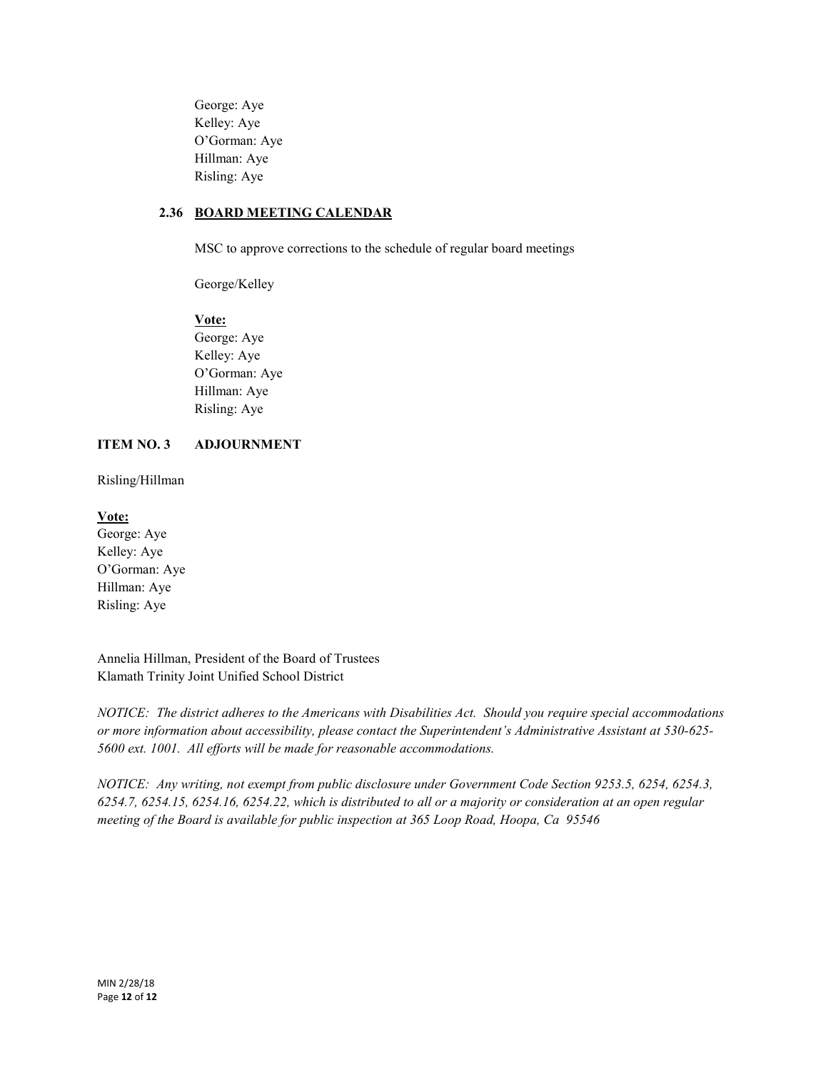George: Aye
Kelley: Aye
O'Gorman: Aye
Hillman: Aye
Risling: Aye

### 2.36 BOARD MEETING CALENDAR

MSC to approve corrections to the schedule of regular board meetings

George/Kelley

**Vote:**
George: Aye
Kelley: Aye
O'Gorman: Aye
Hillman: Aye
Risling: Aye

## ITEM NO. 3 ADJOURNMENT

Risling/Hillman

**Vote:**
George: Aye
Kelley: Aye
O'Gorman: Aye
Hillman: Aye
Risling: Aye

Annelia Hillman, President of the Board of Trustees
Klamath Trinity Joint Unified School District

*NOTICE: The district adheres to the Americans with Disabilities Act. Should you require special accommodations or more information about accessibility, please contact the Superintendent's Administrative Assistant at 530-625-5600 ext. 1001. All efforts will be made for reasonable accommodations.*

*NOTICE: Any writing, not exempt from public disclosure under Government Code Section 9253.5, 6254, 6254.3, 6254.7, 6254.15, 6254.16, 6254.22, which is distributed to all or a majority or consideration at an open regular meeting of the Board is available for public inspection at 365 Loop Road, Hoopa, Ca 95546*

MIN 2/28/18